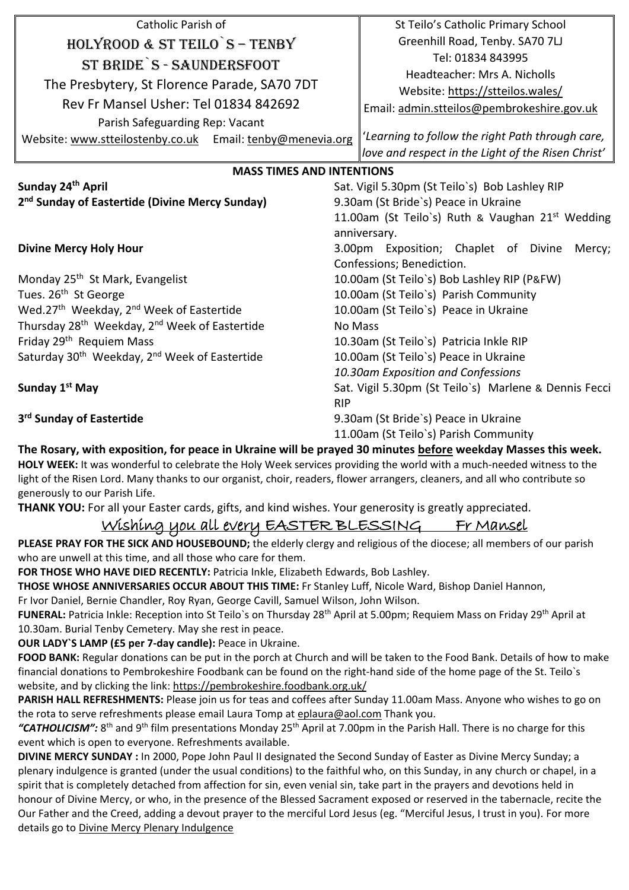Catholic Parish of

**HOLYROOD & ST TEILO`S – TENBY**

**ST BRIDE`S - SAUNDERSFOOT**

The Presbytery, St Florence Parade, SA70 7DT

Rev Fr Mansel Usher: Tel 01834 842692

Parish Safeguarding Rep: Vacant

Website: www.stteilostenby.co.uk Email: tenby@menevia.org

St Teilo's Catholic Primary School
Greenhill Road, Tenby. SA70 7LJ
Tel: 01834 843995
Headteacher: Mrs A. Nicholls
Website: https://stteilos.wales/
Email: admin.stteilos@pembrokeshire.gov.uk

*'Learning to follow the right Path through care, love and respect in the Light of the Risen Christ'*

## MASS TIMES AND INTENTIONS

| | |
|---|---|
| **Sunday 24th April** | Sat. Vigil 5.30pm (St Teilo`s) Bob Lashley RIP |
| **2nd Sunday of Eastertide (Divine Mercy Sunday)** | 9.30am (St Bride`s) Peace in Ukraine |
| | 11.00am (St Teilo`s) Ruth & Vaughan 21st Wedding anniversary. |
| **Divine Mercy Holy Hour** | 3.00pm Exposition; Chaplet of Divine Mercy; Confessions; Benediction. |
| Monday 25th St Mark, Evangelist | 10.00am (St Teilo`s) Bob Lashley RIP (P&FW) |
| Tues. 26th St George | 10.00am (St Teilo`s) Parish Community |
| Wed.27th Weekday, 2nd Week of Eastertide | 10.00am (St Teilo`s) Peace in Ukraine |
| Thursday 28th Weekday, 2nd Week of Eastertide | No Mass |
| Friday 29th Requiem Mass | 10.30am (St Teilo`s) Patricia Inkle RIP |
| Saturday 30th Weekday, 2nd Week of Eastertide | 10.00am (St Teilo`s) Peace in Ukraine |
| | *10.30am Exposition and Confessions* |
| **Sunday 1st May** | Sat. Vigil 5.30pm (St Teilo`s) Marlene & Dennis Fecci RIP |
| **3rd Sunday of Eastertide** | 9.30am (St Bride`s) Peace in Ukraine |
| | 11.00am (St Teilo`s) Parish Community |

**The Rosary, with exposition, for peace in Ukraine will be prayed 30 minutes before weekday Masses this week.**

**HOLY WEEK:** It was wonderful to celebrate the Holy Week services providing the world with a much-needed witness to the light of the Risen Lord. Many thanks to our organist, choir, readers, flower arrangers, cleaners, and all who contribute so generously to our Parish Life.

**THANK YOU:** For all your Easter cards, gifts, and kind wishes. Your generosity is greatly appreciated.

Wishing you all every EASTER BLESSING Fr Mansel

**PLEASE PRAY FOR THE SICK AND HOUSEBOUND;** the elderly clergy and religious of the diocese; all members of our parish who are unwell at this time, and all those who care for them.

**FOR THOSE WHO HAVE DIED RECENTLY:** Patricia Inkle, Elizabeth Edwards, Bob Lashley.

**THOSE WHOSE ANNIVERSARIES OCCUR ABOUT THIS TIME:** Fr Stanley Luff, Nicole Ward, Bishop Daniel Hannon, Fr Ivor Daniel, Bernie Chandler, Roy Ryan, George Cavill, Samuel Wilson, John Wilson.

**FUNERAL:** Patricia Inkle: Reception into St Teilo`s on Thursday 28th April at 5.00pm; Requiem Mass on Friday 29th April at 10.30am. Burial Tenby Cemetery. May she rest in peace.

**OUR LADY`S LAMP (£5 per 7-day candle):** Peace in Ukraine.

**FOOD BANK:** Regular donations can be put in the porch at Church and will be taken to the Food Bank. Details of how to make financial donations to Pembrokeshire Foodbank can be found on the right-hand side of the home page of the St. Teilo`s website, and by clicking the link: https://pembrokeshire.foodbank.org.uk/

**PARISH HALL REFRESHMENTS:** Please join us for teas and coffees after Sunday 11.00am Mass. Anyone who wishes to go on the rota to serve refreshments please email Laura Tomp at eplaura@aol.com Thank you.

***"CATHOLICISM":*** 8th and 9th film presentations Monday 25th April at 7.00pm in the Parish Hall. There is no charge for this event which is open to everyone. Refreshments available.

**DIVINE MERCY SUNDAY :** In 2000, Pope John Paul II designated the Second Sunday of Easter as Divine Mercy Sunday; a plenary indulgence is granted (under the usual conditions) to the faithful who, on this Sunday, in any church or chapel, in a spirit that is completely detached from affection for sin, even venial sin, take part in the prayers and devotions held in honour of Divine Mercy, or who, in the presence of the Blessed Sacrament exposed or reserved in the tabernacle, recite the Our Father and the Creed, adding a devout prayer to the merciful Lord Jesus (eg. "Merciful Jesus, I trust in you). For more details go to Divine Mercy Plenary Indulgence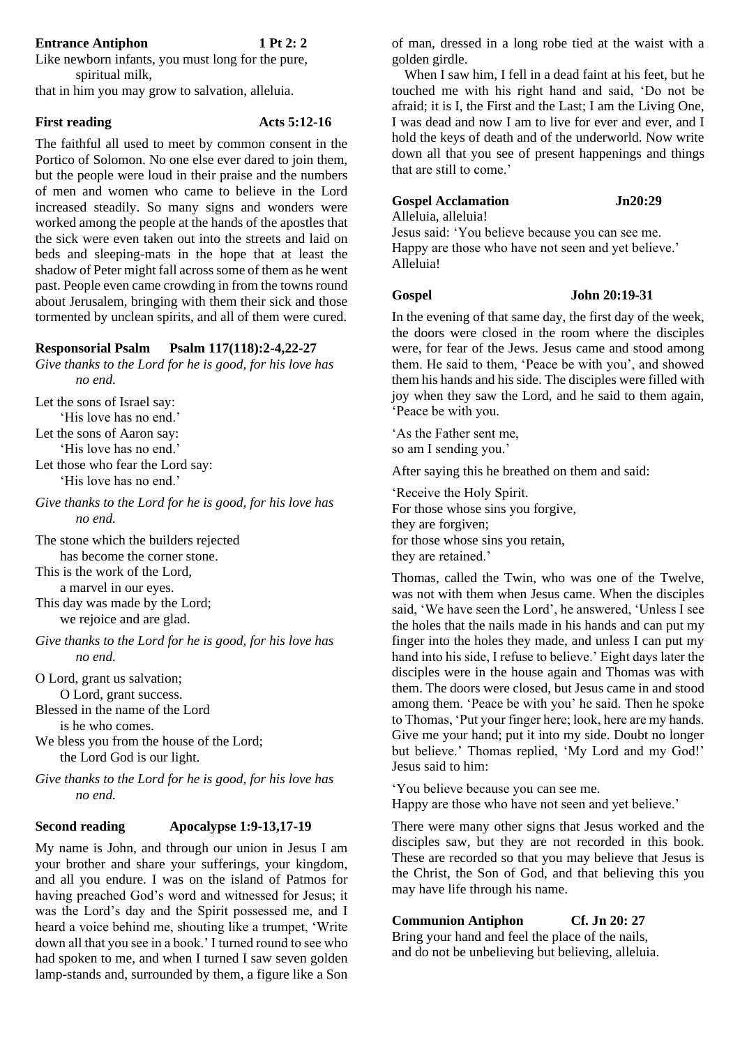**Entrance Antiphon** **1 Pt 2: 2**

Like newborn infants, you must long for the pure,
spiritual milk,
that in him you may grow to salvation, alleluia.

**First reading** **Acts 5:12-16**

The faithful all used to meet by common consent in the Portico of Solomon. No one else ever dared to join them, but the people were loud in their praise and the numbers of men and women who came to believe in the Lord increased steadily. So many signs and wonders were worked among the people at the hands of the apostles that the sick were even taken out into the streets and laid on beds and sleeping-mats in the hope that at least the shadow of Peter might fall across some of them as he went past. People even came crowding in from the towns round about Jerusalem, bringing with them their sick and those tormented by unclean spirits, and all of them were cured.

**Responsorial Psalm** **Psalm 117(118):2-4,22-27**

*Give thanks to the Lord for he is good, for his love has no end.*

Let the sons of Israel say:
'His love has no end.'
Let the sons of Aaron say:
'His love has no end.'
Let those who fear the Lord say:
'His love has no end.'

*Give thanks to the Lord for he is good, for his love has no end.*

The stone which the builders rejected
has become the corner stone.
This is the work of the Lord,
a marvel in our eyes.
This day was made by the Lord;
we rejoice and are glad.

*Give thanks to the Lord for he is good, for his love has no end.*

O Lord, grant us salvation;
O Lord, grant success.
Blessed in the name of the Lord
is he who comes.
We bless you from the house of the Lord;
the Lord God is our light.

*Give thanks to the Lord for he is good, for his love has no end.*

**Second reading** **Apocalypse 1:9-13,17-19**

My name is John, and through our union in Jesus I am your brother and share your sufferings, your kingdom, and all you endure. I was on the island of Patmos for having preached God's word and witnessed for Jesus; it was the Lord's day and the Spirit possessed me, and I heard a voice behind me, shouting like a trumpet, 'Write down all that you see in a book.' I turned round to see who had spoken to me, and when I turned I saw seven golden lamp-stands and, surrounded by them, a figure like a Son of man, dressed in a long robe tied at the waist with a golden girdle.

When I saw him, I fell in a dead faint at his feet, but he touched me with his right hand and said, 'Do not be afraid; it is I, the First and the Last; I am the Living One, I was dead and now I am to live for ever and ever, and I hold the keys of death and of the underworld. Now write down all that you see of present happenings and things that are still to come.'

**Gospel Acclamation** **Jn20:29**

Alleluia, alleluia!
Jesus said: 'You believe because you can see me.
Happy are those who have not seen and yet believe.'
Alleluia!

**Gospel** **John 20:19-31**

In the evening of that same day, the first day of the week, the doors were closed in the room where the disciples were, for fear of the Jews. Jesus came and stood among them. He said to them, 'Peace be with you', and showed them his hands and his side. The disciples were filled with joy when they saw the Lord, and he said to them again, 'Peace be with you.

'As the Father sent me,
so am I sending you.'

After saying this he breathed on them and said:

'Receive the Holy Spirit.
For those whose sins you forgive,
they are forgiven;
for those whose sins you retain,
they are retained.'

Thomas, called the Twin, who was one of the Twelve, was not with them when Jesus came. When the disciples said, 'We have seen the Lord', he answered, 'Unless I see the holes that the nails made in his hands and can put my finger into the holes they made, and unless I can put my hand into his side, I refuse to believe.' Eight days later the disciples were in the house again and Thomas was with them. The doors were closed, but Jesus came in and stood among them. 'Peace be with you' he said. Then he spoke to Thomas, 'Put your finger here; look, here are my hands. Give me your hand; put it into my side. Doubt no longer but believe.' Thomas replied, 'My Lord and my God!' Jesus said to him:

'You believe because you can see me.
Happy are those who have not seen and yet believe.'

There were many other signs that Jesus worked and the disciples saw, but they are not recorded in this book. These are recorded so that you may believe that Jesus is the Christ, the Son of God, and that believing this you may have life through his name.

**Communion Antiphon** **Cf. Jn 20: 27**

Bring your hand and feel the place of the nails,
and do not be unbelieving but believing, alleluia.